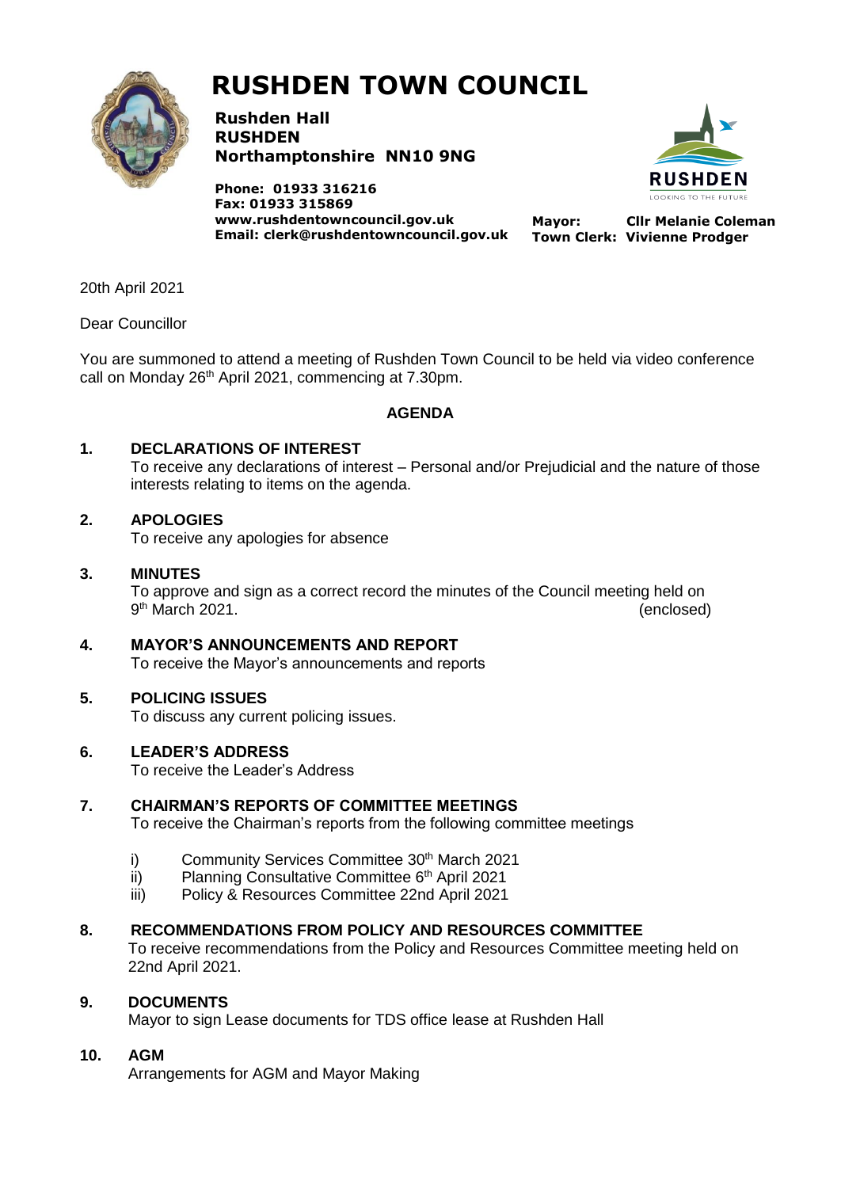# RUSHDEN TOWN COUNCIL

**Rushden Hall**
**RUSHDEN**
**Northamptonshire NN10 9NG**

**Phone: 01933 316216**
**Fax: 01933 315869**
**www.rushdentowncouncil.gov.uk**
**Email: clerk@rushdentowncouncil.gov.uk**

RUSHDEN
LOOKING TO THE FUTURE

**Mayor: Cllr Melanie Coleman**
**Town Clerk: Vivienne Prodger**

20th April 2021

Dear Councillor

You are summoned to attend a meeting of Rushden Town Council to be held via video conference call on Monday 26th April 2021, commencing at 7.30pm.

## AGENDA

**1. DECLARATIONS OF INTEREST**
To receive any declarations of interest – Personal and/or Prejudicial and the nature of those interests relating to items on the agenda.

**2. APOLOGIES**
To receive any apologies for absence

**3. MINUTES**
To approve and sign as a correct record the minutes of the Council meeting held on 9th March 2021. (enclosed)

**4. MAYOR'S ANNOUNCEMENTS AND REPORT**
To receive the Mayor's announcements and reports

**5. POLICING ISSUES**
To discuss any current policing issues.

**6. LEADER'S ADDRESS**
To receive the Leader's Address

**7. CHAIRMAN'S REPORTS OF COMMITTEE MEETINGS**
To receive the Chairman's reports from the following committee meetings

- i) Community Services Committee 30th March 2021
- ii) Planning Consultative Committee 6th April 2021
- iii) Policy & Resources Committee 22nd April 2021

**8. RECOMMENDATIONS FROM POLICY AND RESOURCES COMMITTEE**
To receive recommendations from the Policy and Resources Committee meeting held on 22nd April 2021.

**9. DOCUMENTS**
Mayor to sign Lease documents for TDS office lease at Rushden Hall

**10. AGM**
Arrangements for AGM and Mayor Making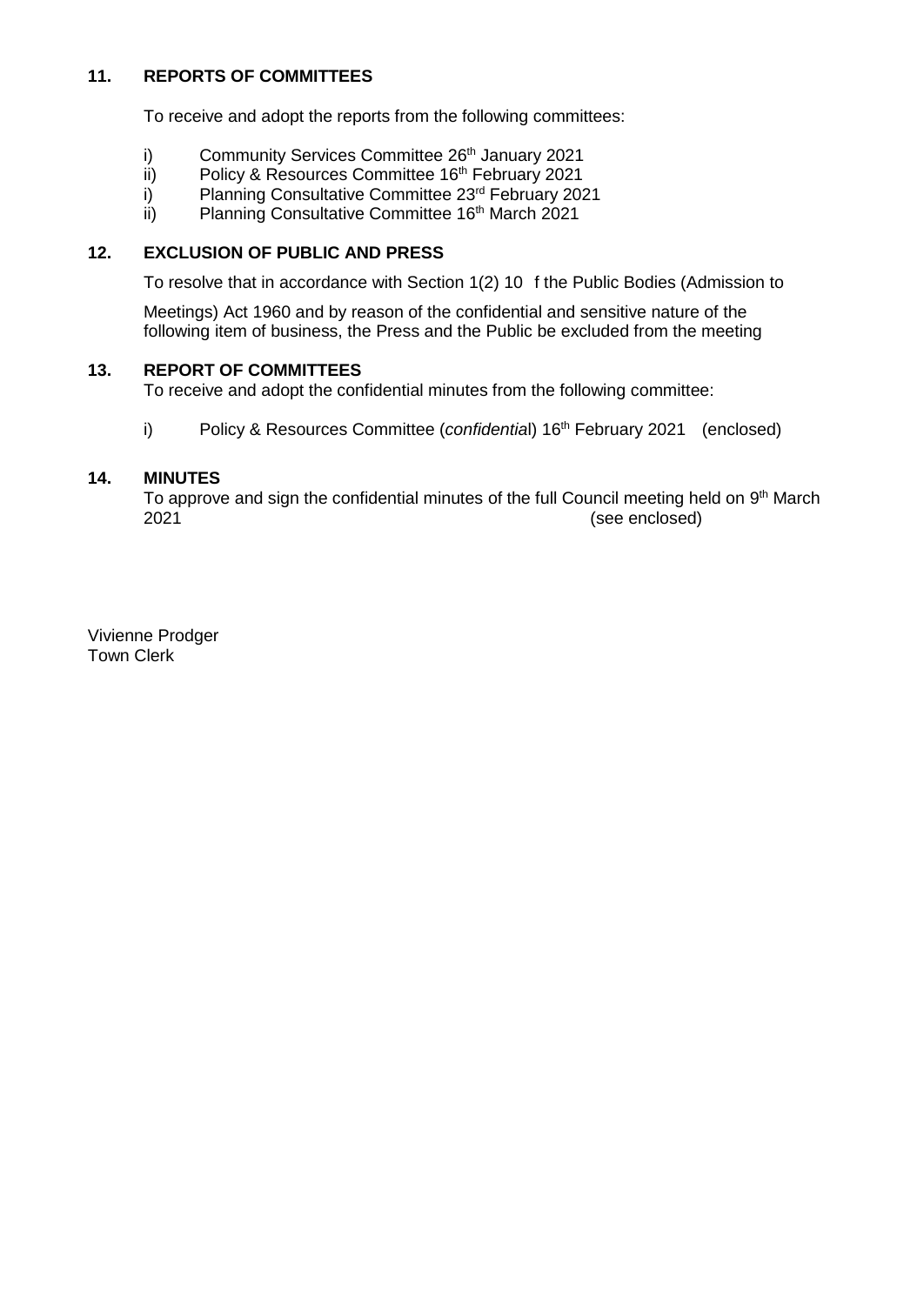## 11. REPORTS OF COMMITTEES

To receive and adopt the reports from the following committees:

i) Community Services Committee 26th January 2021
ii) Policy & Resources Committee 16th February 2021
i) Planning Consultative Committee 23rd February 2021
ii) Planning Consultative Committee 16th March 2021

## 12. EXCLUSION OF PUBLIC AND PRESS

To resolve that in accordance with Section 1(2) 10 f the Public Bodies (Admission to

Meetings) Act 1960 and by reason of the confidential and sensitive nature of the following item of business, the Press and the Public be excluded from the meeting

## 13. REPORT OF COMMITTEES

To receive and adopt the confidential minutes from the following committee:

i) Policy & Resources Committee (*confidential*) 16th February 2021 (enclosed)

## 14. MINUTES

To approve and sign the confidential minutes of the full Council meeting held on 9th March 2021 (see enclosed)

Vivienne Prodger
Town Clerk